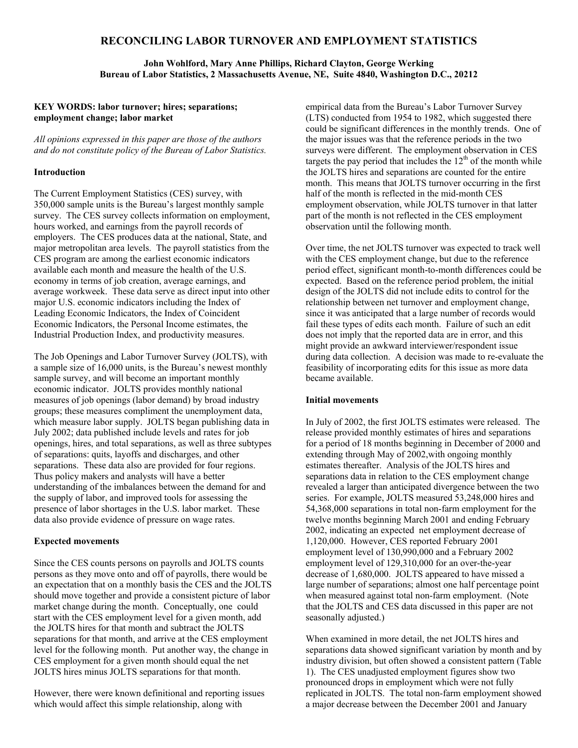# RECONCILING LABOR TURNOVER AND EMPLOYMENT STATISTICS

**John Wohlford, Mary Anne Phillips, Richard Clayton, George Werking**
**Bureau of Labor Statistics, 2 Massachusetts Avenue, NE, Suite 4840, Washington D.C., 20212**

**KEY WORDS: labor turnover; hires; separations; employment change; labor market**

*All opinions expressed in this paper are those of the authors and do not constitute policy of the Bureau of Labor Statistics.*

## Introduction

The Current Employment Statistics (CES) survey, with 350,000 sample units is the Bureau's largest monthly sample survey. The CES survey collects information on employment, hours worked, and earnings from the payroll records of employers. The CES produces data at the national, State, and major metropolitan area levels. The payroll statistics from the CES program are among the earliest economic indicators available each month and measure the health of the U.S. economy in terms of job creation, average earnings, and average workweek. These data serve as direct input into other major U.S. economic indicators including the Index of Leading Economic Indicators, the Index of Coincident Economic Indicators, the Personal Income estimates, the Industrial Production Index, and productivity measures.

The Job Openings and Labor Turnover Survey (JOLTS), with a sample size of 16,000 units, is the Bureau's newest monthly sample survey, and will become an important monthly economic indicator. JOLTS provides monthly national measures of job openings (labor demand) by broad industry groups; these measures compliment the unemployment data, which measure labor supply. JOLTS began publishing data in July 2002; data published include levels and rates for job openings, hires, and total separations, as well as three subtypes of separations: quits, layoffs and discharges, and other separations. These data also are provided for four regions. Thus policy makers and analysts will have a better understanding of the imbalances between the demand for and the supply of labor, and improved tools for assessing the presence of labor shortages in the U.S. labor market. These data also provide evidence of pressure on wage rates.

## Expected movements

Since the CES counts persons on payrolls and JOLTS counts persons as they move onto and off of payrolls, there would be an expectation that on a monthly basis the CES and the JOLTS should move together and provide a consistent picture of labor market change during the month. Conceptually, one could start with the CES employment level for a given month, add the JOLTS hires for that month and subtract the JOLTS separations for that month, and arrive at the CES employment level for the following month. Put another way, the change in CES employment for a given month should equal the net JOLTS hires minus JOLTS separations for that month.

However, there were known definitional and reporting issues which would affect this simple relationship, along with empirical data from the Bureau's Labor Turnover Survey (LTS) conducted from 1954 to 1982, which suggested there could be significant differences in the monthly trends. One of the major issues was that the reference periods in the two surveys were different. The employment observation in CES targets the pay period that includes the $12^{th}$ of the month while the JOLTS hires and separations are counted for the entire month. This means that JOLTS turnover occurring in the first half of the month is reflected in the mid-month CES employment observation, while JOLTS turnover in that latter part of the month is not reflected in the CES employment observation until the following month.

Over time, the net JOLTS turnover was expected to track well with the CES employment change, but due to the reference period effect, significant month-to-month differences could be expected. Based on the reference period problem, the initial design of the JOLTS did not include edits to control for the relationship between net turnover and employment change, since it was anticipated that a large number of records would fail these types of edits each month. Failure of such an edit does not imply that the reported data are in error, and this might provide an awkward interviewer/respondent issue during data collection. A decision was made to re-evaluate the feasibility of incorporating edits for this issue as more data became available.

## Initial movements

In July of 2002, the first JOLTS estimates were released. The release provided monthly estimates of hires and separations for a period of 18 months beginning in December of 2000 and extending through May of 2002,with ongoing monthly estimates thereafter. Analysis of the JOLTS hires and separations data in relation to the CES employment change revealed a larger than anticipated divergence between the two series. For example, JOLTS measured 53,248,000 hires and 54,368,000 separations in total non-farm employment for the twelve months beginning March 2001 and ending February 2002, indicating an expected net employment decrease of 1,120,000. However, CES reported February 2001 employment level of 130,990,000 and a February 2002 employment level of 129,310,000 for an over-the-year decrease of 1,680,000. JOLTS appeared to have missed a large number of separations; almost one half percentage point when measured against total non-farm employment. (Note that the JOLTS and CES data discussed in this paper are not seasonally adjusted.)

When examined in more detail, the net JOLTS hires and separations data showed significant variation by month and by industry division, but often showed a consistent pattern (Table 1). The CES unadjusted employment figures show two pronounced drops in employment which were not fully replicated in JOLTS. The total non-farm employment showed a major decrease between the December 2001 and January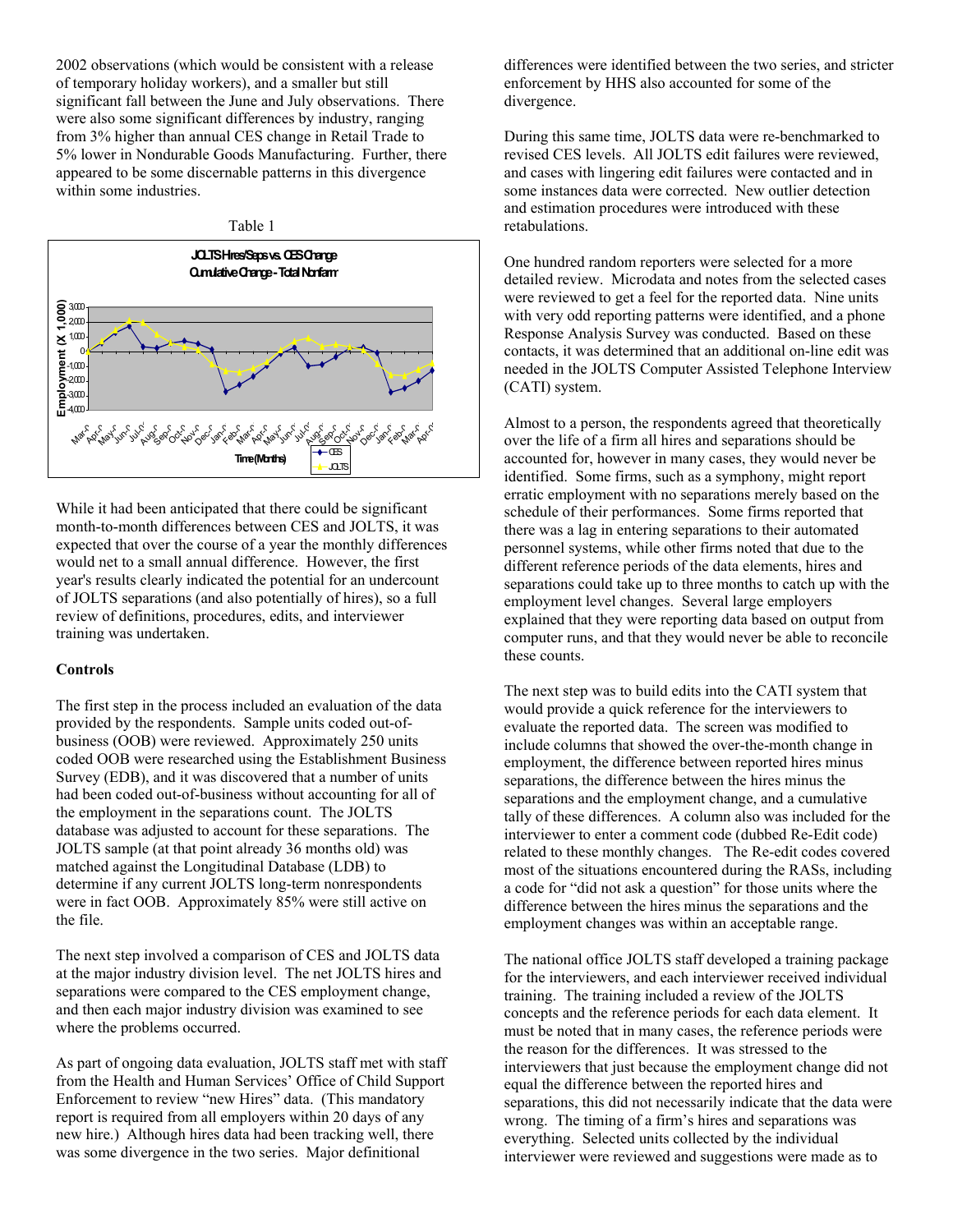2002 observations (which would be consistent with a release of temporary holiday workers), and a smaller but still significant fall between the June and July observations. There were also some significant differences by industry, ranging from 3% higher than annual CES change in Retail Trade to 5% lower in Nondurable Goods Manufacturing. Further, there appeared to be some discernable patterns in this divergence within some industries.

Table 1

While it had been anticipated that there could be significant month-to-month differences between CES and JOLTS, it was expected that over the course of a year the monthly differences would net to a small annual difference. However, the first year's results clearly indicated the potential for an undercount of JOLTS separations (and also potentially of hires), so a full review of definitions, procedures, edits, and interviewer training was undertaken.

**Controls**

The first step in the process included an evaluation of the data provided by the respondents. Sample units coded out-of-business (OOB) were reviewed. Approximately 250 units coded OOB were researched using the Establishment Business Survey (EDB), and it was discovered that a number of units had been coded out-of-business without accounting for all of the employment in the separations count. The JOLTS database was adjusted to account for these separations. The JOLTS sample (at that point already 36 months old) was matched against the Longitudinal Database (LDB) to determine if any current JOLTS long-term nonrespondents were in fact OOB. Approximately 85% were still active on the file.

The next step involved a comparison of CES and JOLTS data at the major industry division level. The net JOLTS hires and separations were compared to the CES employment change, and then each major industry division was examined to see where the problems occurred.

As part of ongoing data evaluation, JOLTS staff met with staff from the Health and Human Services' Office of Child Support Enforcement to review "new Hires" data. (This mandatory report is required from all employers within 20 days of any new hire.) Although hires data had been tracking well, there was some divergence in the two series. Major definitional differences were identified between the two series, and stricter enforcement by HHS also accounted for some of the divergence.

During this same time, JOLTS data were re-benchmarked to revised CES levels. All JOLTS edit failures were reviewed, and cases with lingering edit failures were contacted and in some instances data were corrected. New outlier detection and estimation procedures were introduced with these retabulations.

One hundred random reporters were selected for a more detailed review. Microdata and notes from the selected cases were reviewed to get a feel for the reported data. Nine units with very odd reporting patterns were identified, and a phone Response Analysis Survey was conducted. Based on these contacts, it was determined that an additional on-line edit was needed in the JOLTS Computer Assisted Telephone Interview (CATI) system.

Almost to a person, the respondents agreed that theoretically over the life of a firm all hires and separations should be accounted for, however in many cases, they would never be identified. Some firms, such as a symphony, might report erratic employment with no separations merely based on the schedule of their performances. Some firms reported that there was a lag in entering separations to their automated personnel systems, while other firms noted that due to the different reference periods of the data elements, hires and separations could take up to three months to catch up with the employment level changes. Several large employers explained that they were reporting data based on output from computer runs, and that they would never be able to reconcile these counts.

The next step was to build edits into the CATI system that would provide a quick reference for the interviewers to evaluate the reported data. The screen was modified to include columns that showed the over-the-month change in employment, the difference between reported hires minus separations, the difference between the hires minus the separations and the employment change, and a cumulative tally of these differences. A column also was included for the interviewer to enter a comment code (dubbed Re-Edit code) related to these monthly changes. The Re-edit codes covered most of the situations encountered during the RASs, including a code for "did not ask a question" for those units where the difference between the hires minus the separations and the employment changes was within an acceptable range.

The national office JOLTS staff developed a training package for the interviewers, and each interviewer received individual training. The training included a review of the JOLTS concepts and the reference periods for each data element. It must be noted that in many cases, the reference periods were the reason for the differences. It was stressed to the interviewers that just because the employment change did not equal the difference between the reported hires and separations, this did not necessarily indicate that the data were wrong. The timing of a firm's hires and separations was everything. Selected units collected by the individual interviewer were reviewed and suggestions were made as to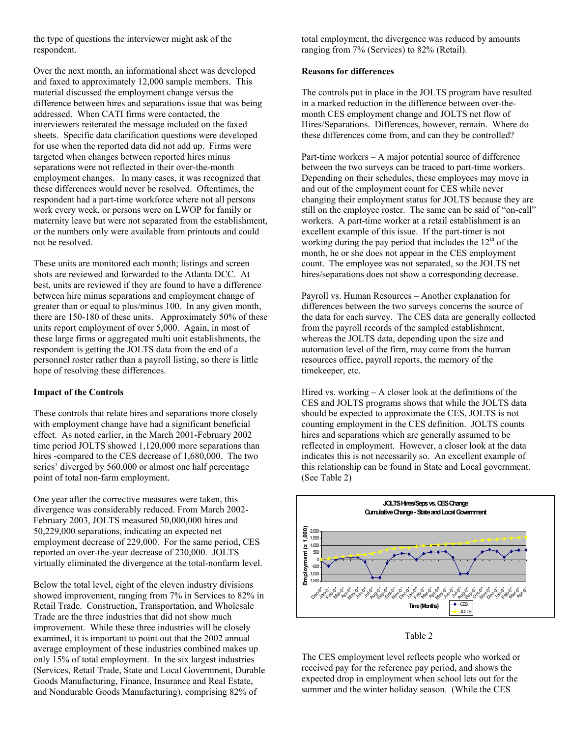the type of questions the interviewer might ask of the respondent.

Over the next month, an informational sheet was developed and faxed to approximately 12,000 sample members. This material discussed the employment change versus the difference between hires and separations issue that was being addressed. When CATI firms were contacted, the interviewers reiterated the message included on the faxed sheets. Specific data clarification questions were developed for use when the reported data did not add up. Firms were targeted when changes between reported hires minus separations were not reflected in their over-the-month employment changes. In many cases, it was recognized that these differences would never be resolved. Oftentimes, the respondent had a part-time workforce where not all persons work every week, or persons were on LWOP for family or maternity leave but were not separated from the establishment, or the numbers only were available from printouts and could not be resolved.

These units are monitored each month; listings and screen shots are reviewed and forwarded to the Atlanta DCC. At best, units are reviewed if they are found to have a difference between hire minus separations and employment change of greater than or equal to plus/minus 100. In any given month, there are 150-180 of these units. Approximately 50% of these units report employment of over 5,000. Again, in most of these large firms or aggregated multi unit establishments, the respondent is getting the JOLTS data from the end of a personnel roster rather than a payroll listing, so there is little hope of resolving these differences.

**Impact of the Controls**

These controls that relate hires and separations more closely with employment change have had a significant beneficial effect. As noted earlier, in the March 2001-February 2002 time period JOLTS showed 1,120,000 more separations than hires -compared to the CES decrease of 1,680,000. The two series' diverged by 560,000 or almost one half percentage point of total non-farm employment.

One year after the corrective measures were taken, this divergence was considerably reduced. From March 2002-February 2003, JOLTS measured 50,000,000 hires and 50,229,000 separations, indicating an expected net employment decrease of 229,000. For the same period, CES reported an over-the-year decrease of 230,000. JOLTS virtually eliminated the divergence at the total-nonfarm level.

Below the total level, eight of the eleven industry divisions showed improvement, ranging from 7% in Services to 82% in Retail Trade. Construction, Transportation, and Wholesale Trade are the three industries that did not show much improvement. While these three industries will be closely examined, it is important to point out that the 2002 annual average employment of these industries combined makes up only 15% of total employment. In the six largest industries (Services, Retail Trade, State and Local Government, Durable Goods Manufacturing, Finance, Insurance and Real Estate, and Nondurable Goods Manufacturing), comprising 82% of total employment, the divergence was reduced by amounts ranging from 7% (Services) to 82% (Retail).

**Reasons for differences**

The controls put in place in the JOLTS program have resulted in a marked reduction in the difference between over-the-month CES employment change and JOLTS net flow of Hires/Separations. Differences, however, remain. Where do these differences come from, and can they be controlled?

Part-time workers – A major potential source of difference between the two surveys can be traced to part-time workers. Depending on their schedules, these employees may move in and out of the employment count for CES while never changing their employment status for JOLTS because they are still on the employee roster. The same can be said of "on-call" workers. A part-time worker at a retail establishment is an excellent example of this issue. If the part-timer is not working during the pay period that includes the 12th of the month, he or she does not appear in the CES employment count. The employee was not separated, so the JOLTS net hires/separations does not show a corresponding decrease.

Payroll vs. Human Resources – Another explanation for differences between the two surveys concerns the source of the data for each survey. The CES data are generally collected from the payroll records of the sampled establishment, whereas the JOLTS data, depending upon the size and automation level of the firm, may come from the human resources office, payroll reports, the memory of the timekeeper, etc.

Hired vs. working – A closer look at the definitions of the CES and JOLTS programs shows that while the JOLTS data should be expected to approximate the CES, JOLTS is not counting employment in the CES definition. JOLTS counts hires and separations which are generally assumed to be reflected in employment. However, a closer look at the data indicates this is not necessarily so. An excellent example of this relationship can be found in State and Local government. (See Table 2)

Table 2

The CES employment level reflects people who worked or received pay for the reference pay period, and shows the expected drop in employment when school lets out for the summer and the winter holiday season. (While the CES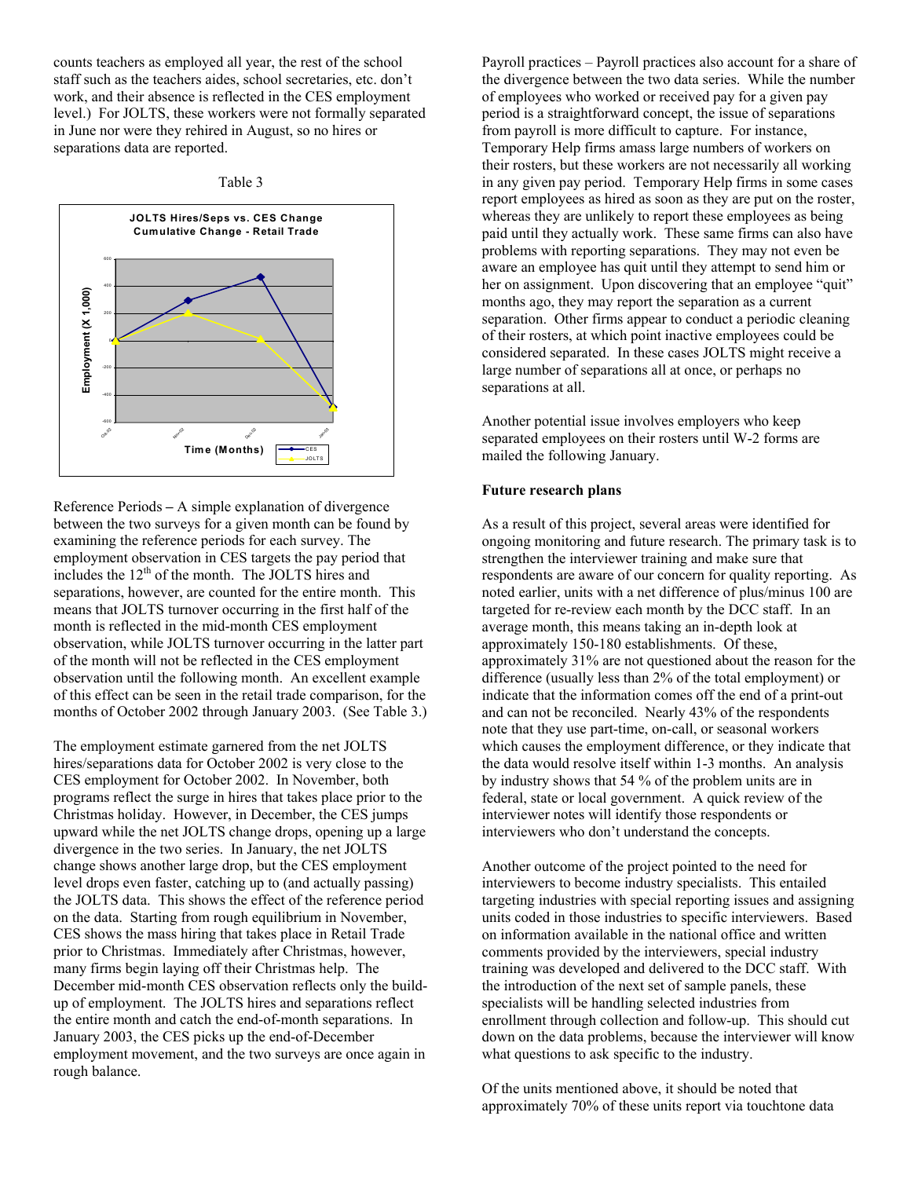counts teachers as employed all year, the rest of the school staff such as the teachers aides, school secretaries, etc. don't work, and their absence is reflected in the CES employment level.) For JOLTS, these workers were not formally separated in June nor were they rehired in August, so no hires or separations data are reported.

Table 3

JOLTS Hires/Seps vs. CES Change
Cumulative Change - Retail Trade

Reference Periods – A simple explanation of divergence between the two surveys for a given month can be found by examining the reference periods for each survey. The employment observation in CES targets the pay period that includes the 12th of the month. The JOLTS hires and separations, however, are counted for the entire month. This means that JOLTS turnover occurring in the first half of the month is reflected in the mid-month CES employment observation, while JOLTS turnover occurring in the latter part of the month will not be reflected in the CES employment observation until the following month. An excellent example of this effect can be seen in the retail trade comparison, for the months of October 2002 through January 2003. (See Table 3.)

The employment estimate garnered from the net JOLTS hires/separations data for October 2002 is very close to the CES employment for October 2002. In November, both programs reflect the surge in hires that takes place prior to the Christmas holiday. However, in December, the CES jumps upward while the net JOLTS change drops, opening up a large divergence in the two series. In January, the net JOLTS change shows another large drop, but the CES employment level drops even faster, catching up to (and actually passing) the JOLTS data. This shows the effect of the reference period on the data. Starting from rough equilibrium in November, CES shows the mass hiring that takes place in Retail Trade prior to Christmas. Immediately after Christmas, however, many firms begin laying off their Christmas help. The December mid-month CES observation reflects only the build-up of employment. The JOLTS hires and separations reflect the entire month and catch the end-of-month separations. In January 2003, the CES picks up the end-of-December employment movement, and the two surveys are once again in rough balance.

Payroll practices – Payroll practices also account for a share of the divergence between the two data series. While the number of employees who worked or received pay for a given pay period is a straightforward concept, the issue of separations from payroll is more difficult to capture. For instance, Temporary Help firms amass large numbers of workers on their rosters, but these workers are not necessarily all working in any given pay period. Temporary Help firms in some cases report employees as hired as soon as they are put on the roster, whereas they are unlikely to report these employees as being paid until they actually work. These same firms can also have problems with reporting separations. They may not even be aware an employee has quit until they attempt to send him or her on assignment. Upon discovering that an employee "quit" months ago, they may report the separation as a current separation. Other firms appear to conduct a periodic cleaning of their rosters, at which point inactive employees could be considered separated. In these cases JOLTS might receive a large number of separations all at once, or perhaps no separations at all.

Another potential issue involves employers who keep separated employees on their rosters until W-2 forms are mailed the following January.

**Future research plans**

As a result of this project, several areas were identified for ongoing monitoring and future research. The primary task is to strengthen the interviewer training and make sure that respondents are aware of our concern for quality reporting. As noted earlier, units with a net difference of plus/minus 100 are targeted for re-review each month by the DCC staff. In an average month, this means taking an in-depth look at approximately 150-180 establishments. Of these, approximately 31% are not questioned about the reason for the difference (usually less than 2% of the total employment) or indicate that the information comes off the end of a print-out and can not be reconciled. Nearly 43% of the respondents note that they use part-time, on-call, or seasonal workers which causes the employment difference, or they indicate that the data would resolve itself within 1-3 months. An analysis by industry shows that 54 % of the problem units are in federal, state or local government. A quick review of the interviewer notes will identify those respondents or interviewers who don't understand the concepts.

Another outcome of the project pointed to the need for interviewers to become industry specialists. This entailed targeting industries with special reporting issues and assigning units coded in those industries to specific interviewers. Based on information available in the national office and written comments provided by the interviewers, special industry training was developed and delivered to the DCC staff. With the introduction of the next set of sample panels, these specialists will be handling selected industries from enrollment through collection and follow-up. This should cut down on the data problems, because the interviewer will know what questions to ask specific to the industry.

Of the units mentioned above, it should be noted that approximately 70% of these units report via touchtone data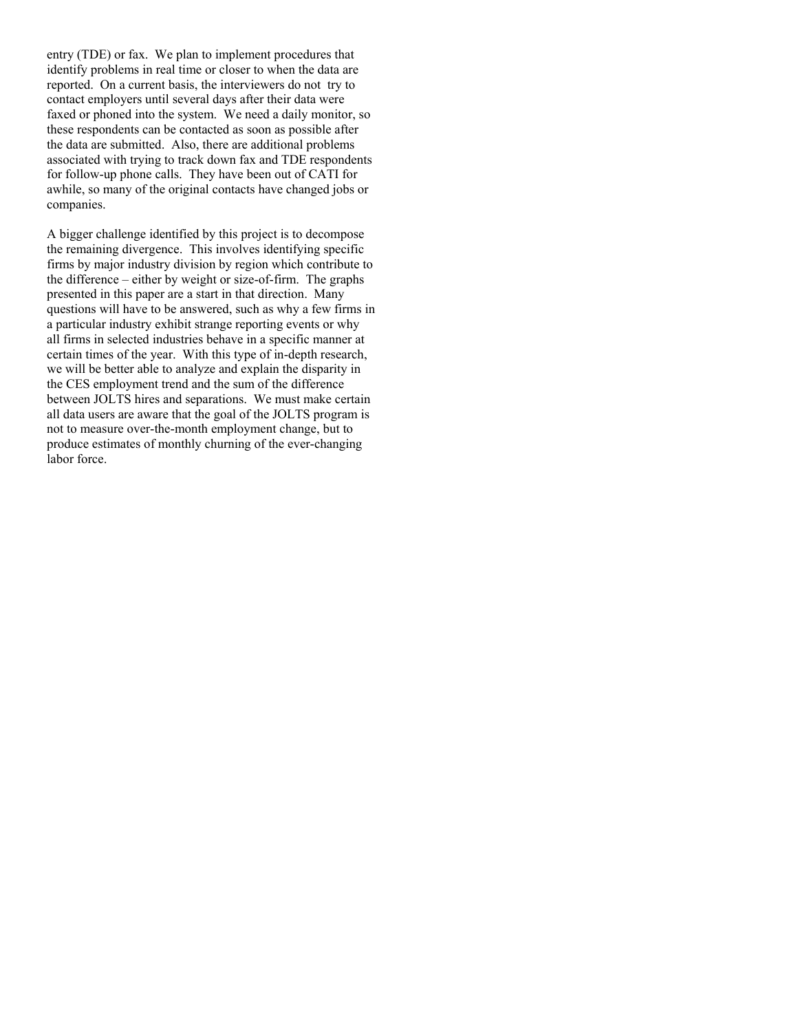entry (TDE) or fax. We plan to implement procedures that identify problems in real time or closer to when the data are reported. On a current basis, the interviewers do not try to contact employers until several days after their data were faxed or phoned into the system. We need a daily monitor, so these respondents can be contacted as soon as possible after the data are submitted. Also, there are additional problems associated with trying to track down fax and TDE respondents for follow-up phone calls. They have been out of CATI for awhile, so many of the original contacts have changed jobs or companies.

A bigger challenge identified by this project is to decompose the remaining divergence. This involves identifying specific firms by major industry division by region which contribute to the difference – either by weight or size-of-firm. The graphs presented in this paper are a start in that direction. Many questions will have to be answered, such as why a few firms in a particular industry exhibit strange reporting events or why all firms in selected industries behave in a specific manner at certain times of the year. With this type of in-depth research, we will be better able to analyze and explain the disparity in the CES employment trend and the sum of the difference between JOLTS hires and separations. We must make certain all data users are aware that the goal of the JOLTS program is not to measure over-the-month employment change, but to produce estimates of monthly churning of the ever-changing labor force.